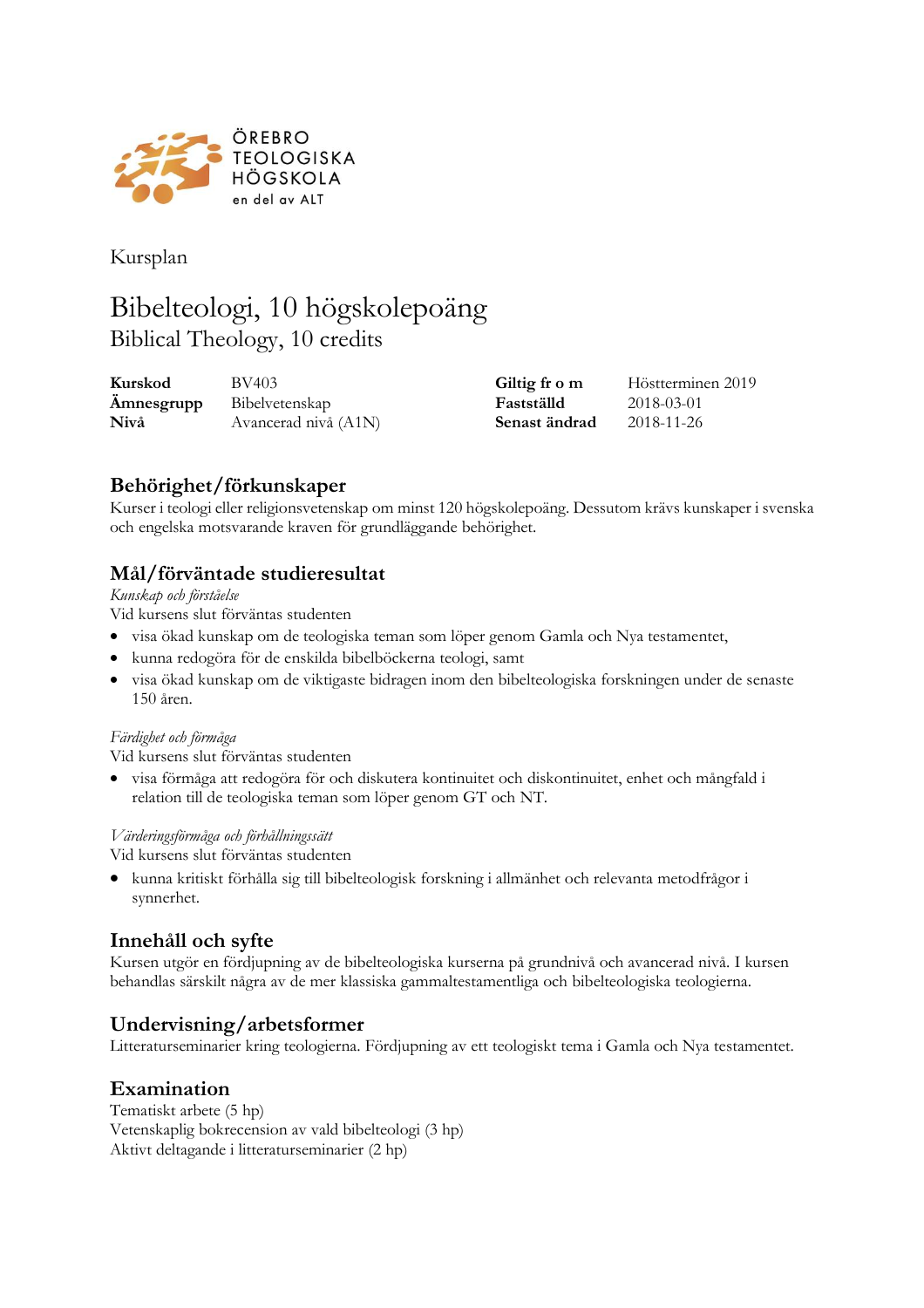ÖREBRO TEOLOGISKA HÖGSKOLA
en del av ALT

Kursplan

# Bibelteologi, 10 högskolepoäng
## Biblical Theology, 10 credits

| | | | |
|---|---|---|---|
| **Kurskod** | BV403 | **Giltig fr o m** | Höstterminen 2019 |
| **Ämnesgrupp** | Bibelvetenskap | **Fastställd** | 2018-03-01 |
| **Nivå** | Avancerad nivå (A1N) | **Senast ändrad** | 2018-11-26 |

## Behörighet/förkunskaper

Kurser i teologi eller religionsvetenskap om minst 120 högskolepoäng. Dessutom krävs kunskaper i svenska och engelska motsvarande kraven för grundläggande behörighet.

## Mål/förväntade studieresultat

*Kunskap och förståelse*

Vid kursens slut förväntas studenten

- visa ökad kunskap om de teologiska teman som löper genom Gamla och Nya testamentet,
- kunna redogöra för de enskilda bibelböckerna teologi, samt
- visa ökad kunskap om de viktigaste bidragen inom den bibelteologiska forskningen under de senaste 150 åren.

*Färdighet och förmåga*

Vid kursens slut förväntas studenten

- visa förmåga att redogöra för och diskutera kontinuitet och diskontinuitet, enhet och mångfald i relation till de teologiska teman som löper genom GT och NT.

*Värderingsförmåga och förhållningssätt*

Vid kursens slut förväntas studenten

- kunna kritiskt förhålla sig till bibelteologisk forskning i allmänhet och relevanta metodfrågor i synnerhet.

## Innehåll och syfte

Kursen utgör en fördjupning av de bibelteologiska kurserna på grundnivå och avancerad nivå. I kursen behandlas särskilt några av de mer klassiska gammaltestamentliga och bibelteologiska teologierna.

## Undervisning/arbetsformer

Litteraturseminarier kring teologierna. Fördjupning av ett teologiskt tema i Gamla och Nya testamentet.

## Examination

Tematiskt arbete (5 hp)
Vetenskaplig bokrecension av vald bibelteologi (3 hp)
Aktivt deltagande i litteraturseminarier (2 hp)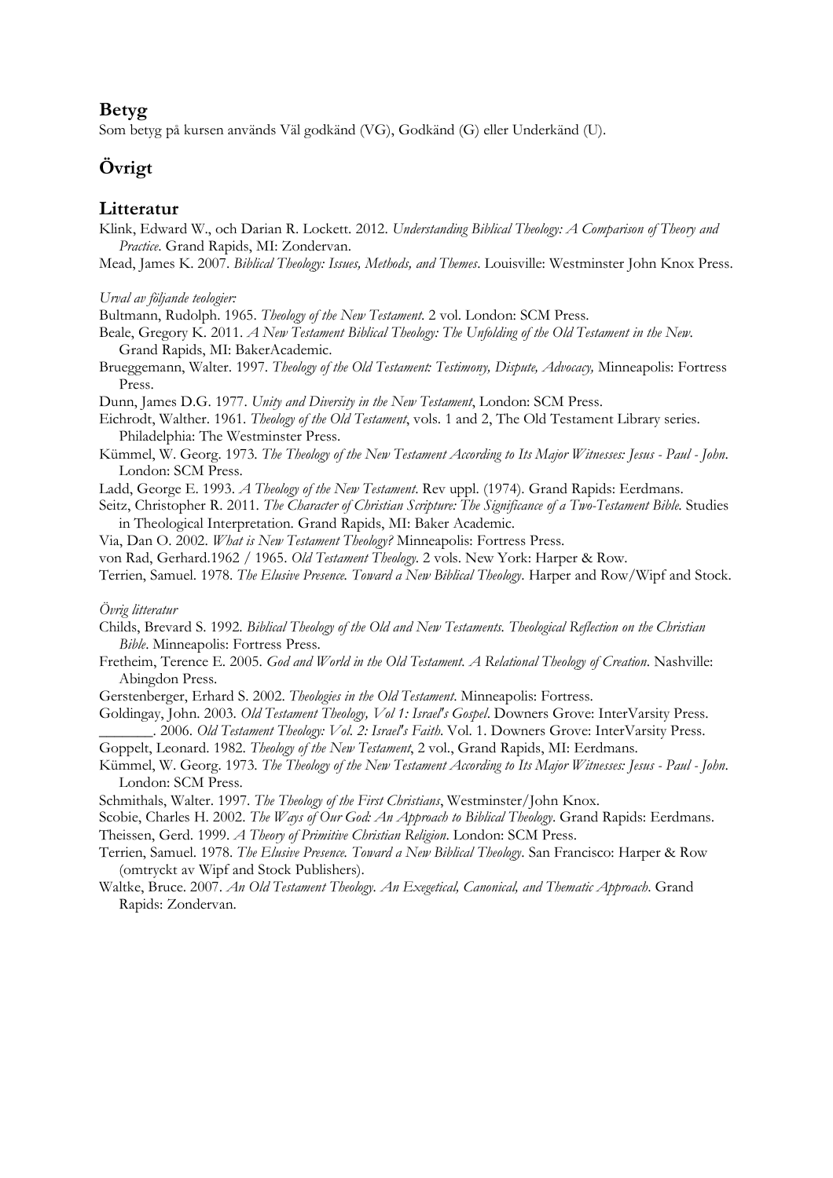### Betyg

Som betyg på kursen används Väl godkänd (VG), Godkänd (G) eller Underkänd (U).

## Övrigt

### Litteratur

Klink, Edward W., och Darian R. Lockett. 2012. *Understanding Biblical Theology: A Comparison of Theory and Practice*. Grand Rapids, MI: Zondervan.

Mead, James K. 2007. *Biblical Theology: Issues, Methods, and Themes*. Louisville: Westminster John Knox Press.

*Urval av följande teologier:*

Bultmann, Rudolph. 1965. *Theology of the New Testament*. 2 vol. London: SCM Press.

Beale, Gregory K. 2011. *A New Testament Biblical Theology: The Unfolding of the Old Testament in the New*. Grand Rapids, MI: BakerAcademic.

Brueggemann, Walter. 1997. *Theology of the Old Testament: Testimony, Dispute, Advocacy,* Minneapolis: Fortress Press.

Dunn, James D.G. 1977. *Unity and Diversity in the New Testament*, London: SCM Press.

Eichrodt, Walther. 1961. *Theology of the Old Testament*, vols. 1 and 2, The Old Testament Library series. Philadelphia: The Westminster Press.

Kümmel, W. Georg. 1973. *The Theology of the New Testament According to Its Major Witnesses: Jesus - Paul - John*. London: SCM Press.

Ladd, George E. 1993. *A Theology of the New Testament*. Rev uppl. (1974). Grand Rapids: Eerdmans.

Seitz, Christopher R. 2011. *The Character of Christian Scripture: The Significance of a Two-Testament Bible.* Studies in Theological Interpretation. Grand Rapids, MI: Baker Academic.

Via, Dan O. 2002. *What is New Testament Theology?* Minneapolis: Fortress Press.

von Rad, Gerhard.1962 / 1965. *Old Testament Theology*. 2 vols. New York: Harper & Row.

Terrien, Samuel. 1978. *The Elusive Presence. Toward a New Biblical Theology*. Harper and Row/Wipf and Stock.

*Övrig litteratur*

Childs, Brevard S. 1992. *Biblical Theology of the Old and New Testaments. Theological Reflection on the Christian Bible*. Minneapolis: Fortress Press.

Fretheim, Terence E. 2005. *God and World in the Old Testament. A Relational Theology of Creation*. Nashville: Abingdon Press.

Gerstenberger, Erhard S. 2002. *Theologies in the Old Testament*. Minneapolis: Fortress.

Goldingay, John. 2003. *Old Testament Theology, Vol 1: Israel's Gospel*. Downers Grove: InterVarsity Press.

_______. 2006. *Old Testament Theology: Vol. 2: Israel's Faith*. Vol. 1. Downers Grove: InterVarsity Press.

Goppelt, Leonard. 1982. *Theology of the New Testament*, 2 vol., Grand Rapids, MI: Eerdmans.

Kümmel, W. Georg. 1973. *The Theology of the New Testament According to Its Major Witnesses: Jesus - Paul - John*. London: SCM Press.

Schmithals, Walter. 1997. *The Theology of the First Christians*, Westminster/John Knox.

Scobie, Charles H. 2002. *The Ways of Our God: An Approach to Biblical Theology*. Grand Rapids: Eerdmans.

Theissen, Gerd. 1999. *A Theory of Primitive Christian Religion*. London: SCM Press.

Terrien, Samuel. 1978. *The Elusive Presence. Toward a New Biblical Theology*. San Francisco: Harper & Row (omtryckt av Wipf and Stock Publishers).

Waltke, Bruce. 2007. *An Old Testament Theology. An Exegetical, Canonical, and Thematic Approach.* Grand Rapids: Zondervan.